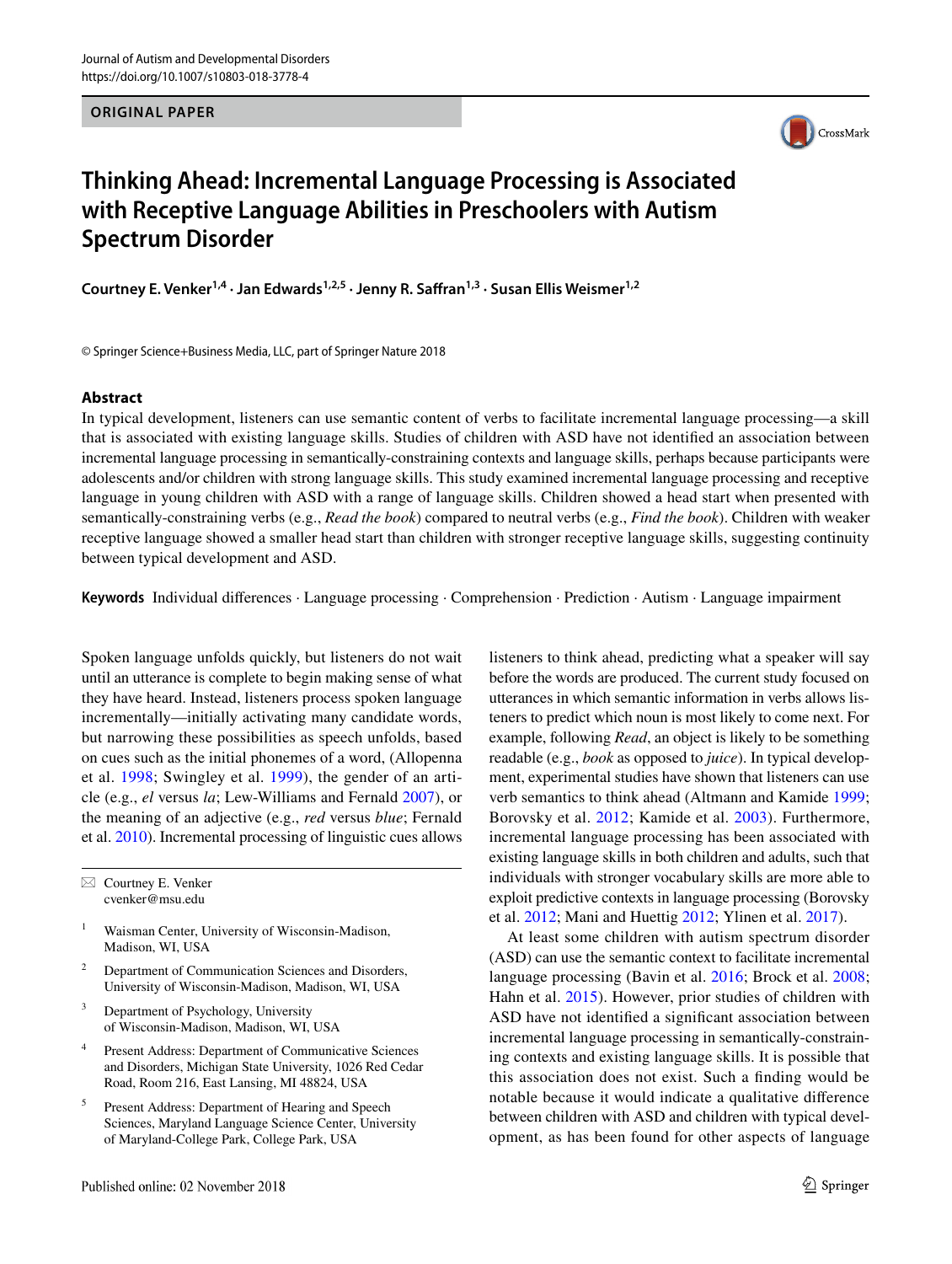ORIGINAL PAPER

# Thinking Ahead: Incremental Language Processing is Associated with Receptive Language Abilities in Preschoolers with Autism Spectrum Disorder

**Courtney E. Venker[1,4] · Jan Edwards[1,2,5] · Jenny R. Saffran[1,3] · Susan Ellis Weismer[1,2]**

© Springer Science+Business Media, LLC, part of Springer Nature 2018

## Abstract

In typical development, listeners can use semantic content of verbs to facilitate incremental language processing—a skill that is associated with existing language skills. Studies of children with ASD have not identified an association between incremental language processing in semantically-constraining contexts and language skills, perhaps because participants were adolescents and/or children with strong language skills. This study examined incremental language processing and receptive language in young children with ASD with a range of language skills. Children showed a head start when presented with semantically-constraining verbs (e.g., *Read the book*) compared to neutral verbs (e.g., *Find the book*). Children with weaker receptive language showed a smaller head start than children with stronger receptive language skills, suggesting continuity between typical development and ASD.

**Keywords** Individual differences · Language processing · Comprehension · Prediction · Autism · Language impairment

Spoken language unfolds quickly, but listeners do not wait until an utterance is complete to begin making sense of what they have heard. Instead, listeners process spoken language incrementally—initially activating many candidate words, but narrowing these possibilities as speech unfolds, based on cues such as the initial phonemes of a word, (Allopenna et al. 1998; Swingley et al. 1999), the gender of an article (e.g., *el* versus *la*; Lew-Williams and Fernald 2007), or the meaning of an adjective (e.g., *red* versus *blue*; Fernald et al. 2010). Incremental processing of linguistic cues allows listeners to think ahead, predicting what a speaker will say before the words are produced. The current study focused on utterances in which semantic information in verbs allows listeners to predict which noun is most likely to come next. For example, following *Read*, an object is likely to be something readable (e.g., *book* as opposed to *juice*). In typical development, experimental studies have shown that listeners can use verb semantics to think ahead (Altmann and Kamide 1999; Borovsky et al. 2012; Kamide et al. 2003). Furthermore, incremental language processing has been associated with existing language skills in both children and adults, such that individuals with stronger vocabulary skills are more able to exploit predictive contexts in language processing (Borovsky et al. 2012; Mani and Huettig 2012; Ylinen et al. 2017).

At least some children with autism spectrum disorder (ASD) can use the semantic context to facilitate incremental language processing (Bavin et al. 2016; Brock et al. 2008; Hahn et al. 2015). However, prior studies of children with ASD have not identified a significant association between incremental language processing in semantically-constraining contexts and existing language skills. It is possible that this association does not exist. Such a finding would be notable because it would indicate a qualitative difference between children with ASD and children with typical development, as has been found for other aspects of language

---

✉ Courtney E. Venker
cvenker@msu.edu

[1] Waisman Center, University of Wisconsin-Madison, Madison, WI, USA

[2] Department of Communication Sciences and Disorders, University of Wisconsin-Madison, Madison, WI, USA

[3] Department of Psychology, University of Wisconsin-Madison, Madison, WI, USA

[4] Present Address: Department of Communicative Sciences and Disorders, Michigan State University, 1026 Red Cedar Road, Room 216, East Lansing, MI 48824, USA

[5] Present Address: Department of Hearing and Speech Sciences, Maryland Language Science Center, University of Maryland-College Park, College Park, USA

Published online: 02 November 2018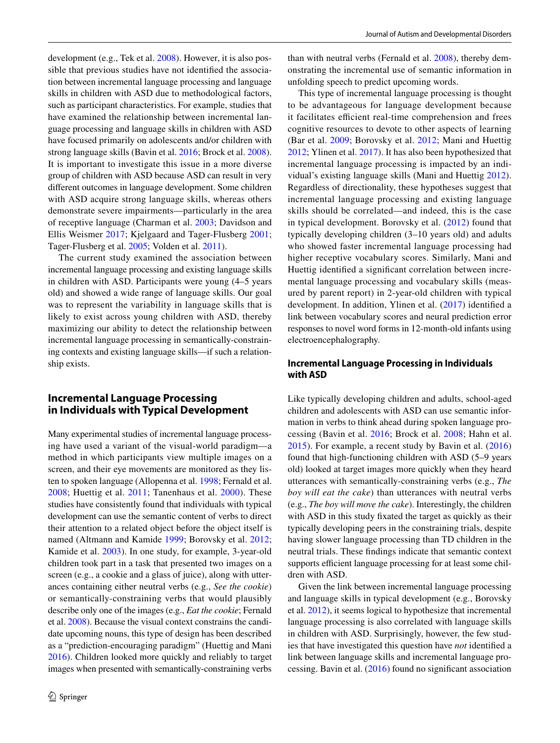development (e.g., Tek et al. 2008). However, it is also possible that previous studies have not identified the association between incremental language processing and language skills in children with ASD due to methodological factors, such as participant characteristics. For example, studies that have examined the relationship between incremental language processing and language skills in children with ASD have focused primarily on adolescents and/or children with strong language skills (Bavin et al. 2016; Brock et al. 2008). It is important to investigate this issue in a more diverse group of children with ASD because ASD can result in very different outcomes in language development. Some children with ASD acquire strong language skills, whereas others demonstrate severe impairments—particularly in the area of receptive language (Charman et al. 2003; Davidson and Ellis Weismer 2017; Kjelgaard and Tager-Flusberg 2001; Tager-Flusberg et al. 2005; Volden et al. 2011).

The current study examined the association between incremental language processing and existing language skills in children with ASD. Participants were young (4–5 years old) and showed a wide range of language skills. Our goal was to represent the variability in language skills that is likely to exist across young children with ASD, thereby maximizing our ability to detect the relationship between incremental language processing in semantically-constraining contexts and existing language skills—if such a relationship exists.

## Incremental Language Processing in Individuals with Typical Development

Many experimental studies of incremental language processing have used a variant of the visual-world paradigm—a method in which participants view multiple images on a screen, and their eye movements are monitored as they listen to spoken language (Allopenna et al. 1998; Fernald et al. 2008; Huettig et al. 2011; Tanenhaus et al. 2000). These studies have consistently found that individuals with typical development can use the semantic content of verbs to direct their attention to a related object before the object itself is named (Altmann and Kamide 1999; Borovsky et al. 2012; Kamide et al. 2003). In one study, for example, 3-year-old children took part in a task that presented two images on a screen (e.g., a cookie and a glass of juice), along with utterances containing either neutral verbs (e.g., *See the cookie*) or semantically-constraining verbs that would plausibly describe only one of the images (e.g., *Eat the cookie*; Fernald et al. 2008). Because the visual context constrains the candidate upcoming nouns, this type of design has been described as a "prediction-encouraging paradigm" (Huettig and Mani 2016). Children looked more quickly and reliably to target images when presented with semantically-constraining verbs than with neutral verbs (Fernald et al. 2008), thereby demonstrating the incremental use of semantic information in unfolding speech to predict upcoming words.

This type of incremental language processing is thought to be advantageous for language development because it facilitates efficient real-time comprehension and frees cognitive resources to devote to other aspects of learning (Bar et al. 2009; Borovsky et al. 2012; Mani and Huettig 2012; Ylinen et al. 2017). It has also been hypothesized that incremental language processing is impacted by an individual's existing language skills (Mani and Huettig 2012). Regardless of directionality, these hypotheses suggest that incremental language processing and existing language skills should be correlated—and indeed, this is the case in typical development. Borovsky et al. (2012) found that typically developing children (3–10 years old) and adults who showed faster incremental language processing had higher receptive vocabulary scores. Similarly, Mani and Huettig identified a significant correlation between incremental language processing and vocabulary skills (measured by parent report) in 2-year-old children with typical development. In addition, Ylinen et al. (2017) identified a link between vocabulary scores and neural prediction error responses to novel word forms in 12-month-old infants using electroencephalography.

## Incremental Language Processing in Individuals with ASD

Like typically developing children and adults, school-aged children and adolescents with ASD can use semantic information in verbs to think ahead during spoken language processing (Bavin et al. 2016; Brock et al. 2008; Hahn et al. 2015). For example, a recent study by Bavin et al. (2016) found that high-functioning children with ASD (5–9 years old) looked at target images more quickly when they heard utterances with semantically-constraining verbs (e.g., *The boy will eat the cake*) than utterances with neutral verbs (e.g., *The boy will move the cake*). Interestingly, the children with ASD in this study fixated the target as quickly as their typically developing peers in the constraining trials, despite having slower language processing than TD children in the neutral trials. These findings indicate that semantic context supports efficient language processing for at least some children with ASD.

Given the link between incremental language processing and language skills in typical development (e.g., Borovsky et al. 2012), it seems logical to hypothesize that incremental language processing is also correlated with language skills in children with ASD. Surprisingly, however, the few studies that have investigated this question have *not* identified a link between language skills and incremental language processing. Bavin et al. (2016) found no significant association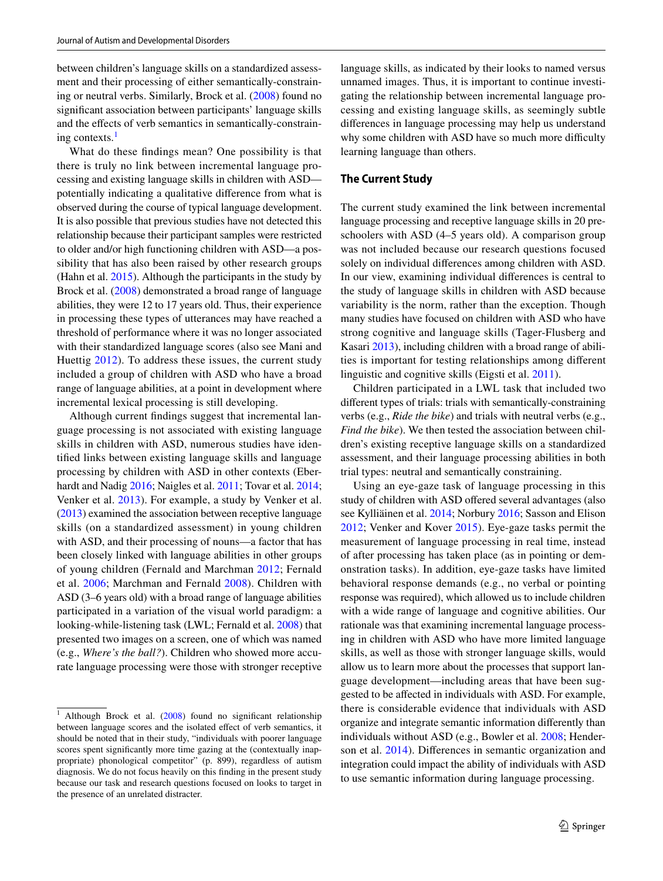between children's language skills on a standardized assessment and their processing of either semantically-constraining or neutral verbs. Similarly, Brock et al. (2008) found no significant association between participants' language skills and the effects of verb semantics in semantically-constraining contexts.[1]

What do these findings mean? One possibility is that there is truly no link between incremental language processing and existing language skills in children with ASD—potentially indicating a qualitative difference from what is observed during the course of typical language development. It is also possible that previous studies have not detected this relationship because their participant samples were restricted to older and/or high functioning children with ASD—a possibility that has also been raised by other research groups (Hahn et al. 2015). Although the participants in the study by Brock et al. (2008) demonstrated a broad range of language abilities, they were 12 to 17 years old. Thus, their experience in processing these types of utterances may have reached a threshold of performance where it was no longer associated with their standardized language scores (also see Mani and Huettig 2012). To address these issues, the current study included a group of children with ASD who have a broad range of language abilities, at a point in development where incremental lexical processing is still developing.

Although current findings suggest that incremental language processing is not associated with existing language skills in children with ASD, numerous studies have identified links between existing language skills and language processing by children with ASD in other contexts (Eberhardt and Nadig 2016; Naigles et al. 2011; Tovar et al. 2014; Venker et al. 2013). For example, a study by Venker et al. (2013) examined the association between receptive language skills (on a standardized assessment) in young children with ASD, and their processing of nouns—a factor that has been closely linked with language abilities in other groups of young children (Fernald and Marchman 2012; Fernald et al. 2006; Marchman and Fernald 2008). Children with ASD (3–6 years old) with a broad range of language abilities participated in a variation of the visual world paradigm: a looking-while-listening task (LWL; Fernald et al. 2008) that presented two images on a screen, one of which was named (e.g., *Where's the ball?*). Children who showed more accurate language processing were those with stronger receptive language skills, as indicated by their looks to named versus unnamed images. Thus, it is important to continue investigating the relationship between incremental language processing and existing language skills, as seemingly subtle differences in language processing may help us understand why some children with ASD have so much more difficulty learning language than others.

## The Current Study

The current study examined the link between incremental language processing and receptive language skills in 20 preschoolers with ASD (4–5 years old). A comparison group was not included because our research questions focused solely on individual differences among children with ASD. In our view, examining individual differences is central to the study of language skills in children with ASD because variability is the norm, rather than the exception. Though many studies have focused on children with ASD who have strong cognitive and language skills (Tager-Flusberg and Kasari 2013), including children with a broad range of abilities is important for testing relationships among different linguistic and cognitive skills (Eigsti et al. 2011).

Children participated in a LWL task that included two different types of trials: trials with semantically-constraining verbs (e.g., *Ride the bike*) and trials with neutral verbs (e.g., *Find the bike*). We then tested the association between children's existing receptive language skills on a standardized assessment, and their language processing abilities in both trial types: neutral and semantically constraining.

Using an eye-gaze task of language processing in this study of children with ASD offered several advantages (also see Kylliäinen et al. 2014; Norbury 2016; Sasson and Elison 2012; Venker and Kover 2015). Eye-gaze tasks permit the measurement of language processing in real time, instead of after processing has taken place (as in pointing or demonstration tasks). In addition, eye-gaze tasks have limited behavioral response demands (e.g., no verbal or pointing response was required), which allowed us to include children with a wide range of language and cognitive abilities. Our rationale was that examining incremental language processing in children with ASD who have more limited language skills, as well as those with stronger language skills, would allow us to learn more about the processes that support language development—including areas that have been suggested to be affected in individuals with ASD. For example, there is considerable evidence that individuals with ASD organize and integrate semantic information differently than individuals without ASD (e.g., Bowler et al. 2008; Henderson et al. 2014). Differences in semantic organization and integration could impact the ability of individuals with ASD to use semantic information during language processing.

[1] Although Brock et al. (2008) found no significant relationship between language scores and the isolated effect of verb semantics, it should be noted that in their study, "individuals with poorer language scores spent significantly more time gazing at the (contextually inappropriate) phonological competitor" (p. 899), regardless of autism diagnosis. We do not focus heavily on this finding in the present study because our task and research questions focused on looks to target in the presence of an unrelated distracter.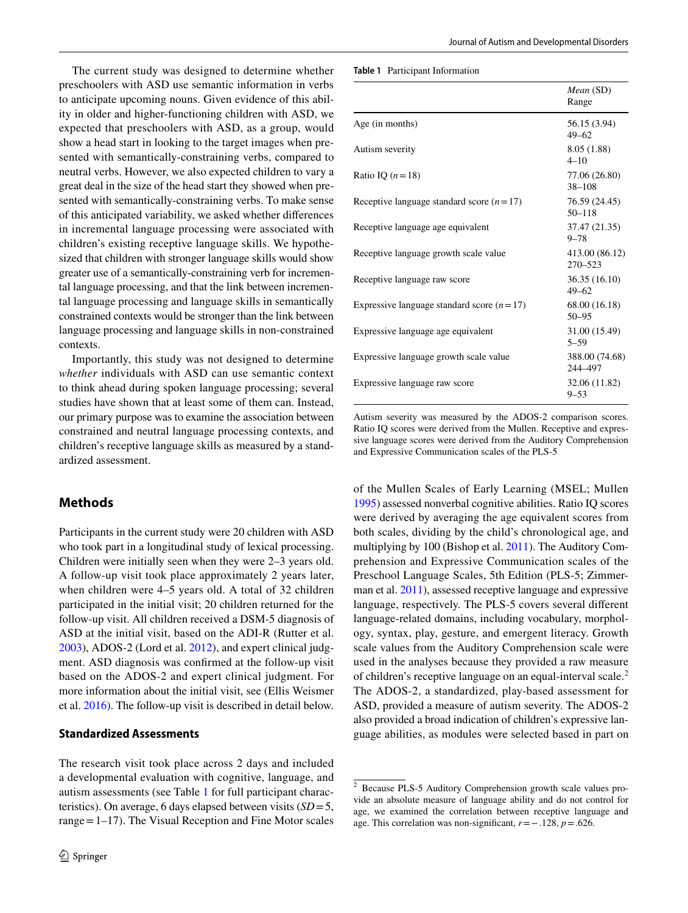The current study was designed to determine whether preschoolers with ASD use semantic information in verbs to anticipate upcoming nouns. Given evidence of this ability in older and higher-functioning children with ASD, we expected that preschoolers with ASD, as a group, would show a head start in looking to the target images when presented with semantically-constraining verbs, compared to neutral verbs. However, we also expected children to vary a great deal in the size of the head start they showed when presented with semantically-constraining verbs. To make sense of this anticipated variability, we asked whether differences in incremental language processing were associated with children's existing receptive language skills. We hypothesized that children with stronger language skills would show greater use of a semantically-constraining verb for incremental language processing, and that the link between incremental language processing and language skills in semantically constrained contexts would be stronger than the link between language processing and language skills in non-constrained contexts.

Importantly, this study was not designed to determine *whether* individuals with ASD can use semantic context to think ahead during spoken language processing; several studies have shown that at least some of them can. Instead, our primary purpose was to examine the association between constrained and neutral language processing contexts, and children's receptive language skills as measured by a standardized assessment.

## Methods

Participants in the current study were 20 children with ASD who took part in a longitudinal study of lexical processing. Children were initially seen when they were 2–3 years old. A follow-up visit took place approximately 2 years later, when children were 4–5 years old. A total of 32 children participated in the initial visit; 20 children returned for the follow-up visit. All children received a DSM-5 diagnosis of ASD at the initial visit, based on the ADI-R (Rutter et al. 2003), ADOS-2 (Lord et al. 2012), and expert clinical judgment. ASD diagnosis was confirmed at the follow-up visit based on the ADOS-2 and expert clinical judgment. For more information about the initial visit, see (Ellis Weismer et al. 2016). The follow-up visit is described in detail below.

### Standardized Assessments

The research visit took place across 2 days and included a developmental evaluation with cognitive, language, and autism assessments (see Table 1 for full participant characteristics). On average, 6 days elapsed between visits ($SD = 5$, range = 1–17). The Visual Reception and Fine Motor scales of the Mullen Scales of Early Learning (MSEL; Mullen 1995) assessed nonverbal cognitive abilities. Ratio IQ scores were derived by averaging the age equivalent scores from both scales, dividing by the child's chronological age, and multiplying by 100 (Bishop et al. 2011). The Auditory Comprehension and Expressive Communication scales of the Preschool Language Scales, 5th Edition (PLS-5; Zimmerman et al. 2011), assessed receptive language and expressive language, respectively. The PLS-5 covers several different language-related domains, including vocabulary, morphology, syntax, play, gesture, and emergent literacy. Growth scale values from the Auditory Comprehension scale were used in the analyses because they provided a raw measure of children's receptive language on an equal-interval scale.[2] The ADOS-2, a standardized, play-based assessment for ASD, provided a measure of autism severity. The ADOS-2 also provided a broad indication of children's expressive language abilities, as modules were selected based in part on

**Table 1** Participant Information

| | *Mean* (SD) Range |
|---|---|
| Age (in months) | 56.15 (3.94) 49–62 |
| Autism severity | 8.05 (1.88) 4–10 |
| Ratio IQ ($n = 18$) | 77.06 (26.80) 38–108 |
| Receptive language standard score ($n = 17$) | 76.59 (24.45) 50–118 |
| Receptive language age equivalent | 37.47 (21.35) 9–78 |
| Receptive language growth scale value | 413.00 (86.12) 270–523 |
| Receptive language raw score | 36.35 (16.10) 49–62 |
| Expressive language standard score ($n = 17$) | 68.00 (16.18) 50–95 |
| Expressive language age equivalent | 31.00 (15.49) 5–59 |
| Expressive language growth scale value | 388.00 (74.68) 244–497 |
| Expressive language raw score | 32.06 (11.82) 9–53 |

Autism severity was measured by the ADOS-2 comparison scores. Ratio IQ scores were derived from the Mullen. Receptive and expressive language scores were derived from the Auditory Comprehension and Expressive Communication scales of the PLS-5

[2] Because PLS-5 Auditory Comprehension growth scale values provide an absolute measure of language ability and do not control for age, we examined the correlation between receptive language and age. This correlation was non-significant, $r = -.128$, $p = .626$.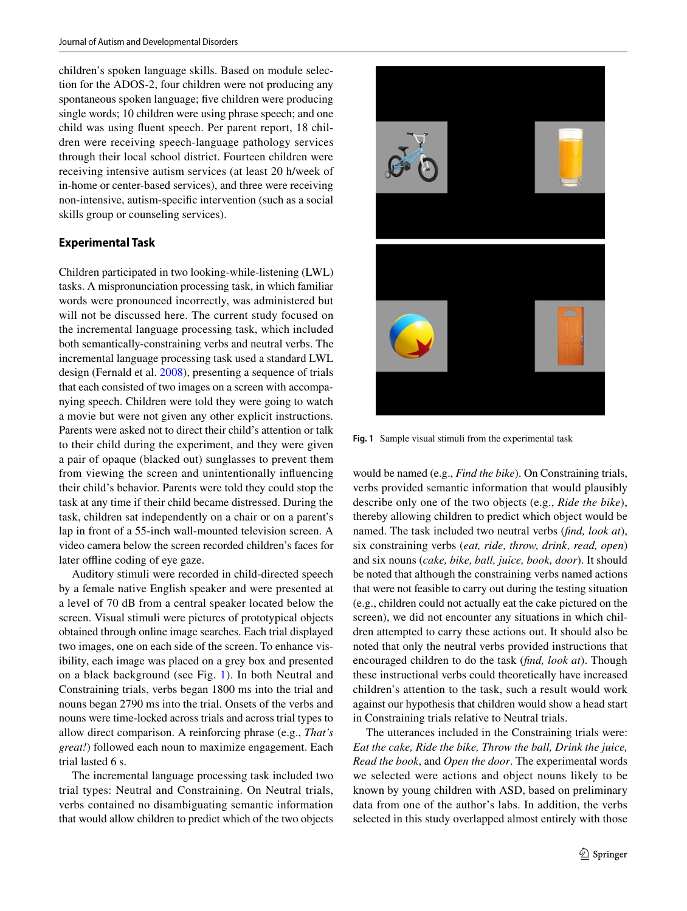children's spoken language skills. Based on module selection for the ADOS-2, four children were not producing any spontaneous spoken language; five children were producing single words; 10 children were using phrase speech; and one child was using fluent speech. Per parent report, 18 children were receiving speech-language pathology services through their local school district. Fourteen children were receiving intensive autism services (at least 20 h/week of in-home or center-based services), and three were receiving non-intensive, autism-specific intervention (such as a social skills group or counseling services).

### Experimental Task

Children participated in two looking-while-listening (LWL) tasks. A mispronunciation processing task, in which familiar words were pronounced incorrectly, was administered but will not be discussed here. The current study focused on the incremental language processing task, which included both semantically-constraining verbs and neutral verbs. The incremental language processing task used a standard LWL design (Fernald et al. 2008), presenting a sequence of trials that each consisted of two images on a screen with accompanying speech. Children were told they were going to watch a movie but were not given any other explicit instructions. Parents were asked not to direct their child's attention or talk to their child during the experiment, and they were given a pair of opaque (blacked out) sunglasses to prevent them from viewing the screen and unintentionally influencing their child's behavior. Parents were told they could stop the task at any time if their child became distressed. During the task, children sat independently on a chair or on a parent's lap in front of a 55-inch wall-mounted television screen. A video camera below the screen recorded children's faces for later offline coding of eye gaze.

Auditory stimuli were recorded in child-directed speech by a female native English speaker and were presented at a level of 70 dB from a central speaker located below the screen. Visual stimuli were pictures of prototypical objects obtained through online image searches. Each trial displayed two images, one on each side of the screen. To enhance visibility, each image was placed on a grey box and presented on a black background (see Fig. 1). In both Neutral and Constraining trials, verbs began 1800 ms into the trial and nouns began 2790 ms into the trial. Onsets of the verbs and nouns were time-locked across trials and across trial types to allow direct comparison. A reinforcing phrase (e.g., *That's great!*) followed each noun to maximize engagement. Each trial lasted 6 s.

The incremental language processing task included two trial types: Neutral and Constraining. On Neutral trials, verbs contained no disambiguating semantic information that would allow children to predict which of the two objects would be named (e.g., *Find the bike*). On Constraining trials, verbs provided semantic information that would plausibly describe only one of the two objects (e.g., *Ride the bike*), thereby allowing children to predict which object would be named. The task included two neutral verbs (*find, look at*), six constraining verbs (*eat, ride, throw, drink, read, open*) and six nouns (*cake, bike, ball, juice, book, door*). It should be noted that although the constraining verbs named actions that were not feasible to carry out during the testing situation (e.g., children could not actually eat the cake pictured on the screen), we did not encounter any situations in which children attempted to carry these actions out. It should also be noted that only the neutral verbs provided instructions that encouraged children to do the task (*find, look at*). Though these instructional verbs could theoretically have increased children's attention to the task, such a result would work against our hypothesis that children would show a head start in Constraining trials relative to Neutral trials.

Fig. 1 Sample visual stimuli from the experimental task

The utterances included in the Constraining trials were: *Eat the cake, Ride the bike, Throw the ball, Drink the juice, Read the book*, and *Open the door*. The experimental words we selected were actions and object nouns likely to be known by young children with ASD, based on preliminary data from one of the author's labs. In addition, the verbs selected in this study overlapped almost entirely with those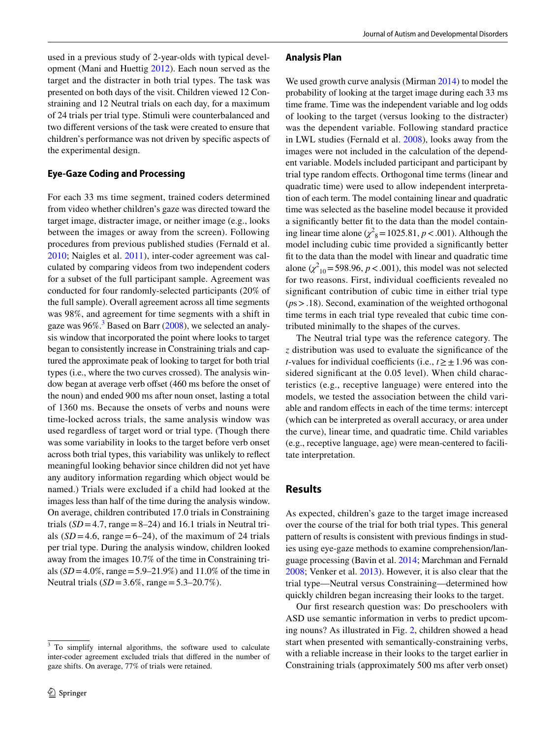used in a previous study of 2-year-olds with typical development (Mani and Huettig 2012). Each noun served as the target and the distracter in both trial types. The task was presented on both days of the visit. Children viewed 12 Constraining and 12 Neutral trials on each day, for a maximum of 24 trials per trial type. Stimuli were counterbalanced and two different versions of the task were created to ensure that children's performance was not driven by specific aspects of the experimental design.

### Eye-Gaze Coding and Processing

For each 33 ms time segment, trained coders determined from video whether children's gaze was directed toward the target image, distracter image, or neither image (e.g., looks between the images or away from the screen). Following procedures from previous published studies (Fernald et al. 2010; Naigles et al. 2011), inter-coder agreement was calculated by comparing videos from two independent coders for a subset of the full participant sample. Agreement was conducted for four randomly-selected participants (20% of the full sample). Overall agreement across all time segments was 98%, and agreement for time segments with a shift in gaze was 96%.[3] Based on Barr (2008), we selected an analysis window that incorporated the point where looks to target began to consistently increase in Constraining trials and captured the approximate peak of looking to target for both trial types (i.e., where the two curves crossed). The analysis window began at average verb offset (460 ms before the onset of the noun) and ended 900 ms after noun onset, lasting a total of 1360 ms. Because the onsets of verbs and nouns were time-locked across trials, the same analysis window was used regardless of target word or trial type. (Though there was some variability in looks to the target before verb onset across both trial types, this variability was unlikely to reflect meaningful looking behavior since children did not yet have any auditory information regarding which object would be named.) Trials were excluded if a child had looked at the images less than half of the time during the analysis window. On average, children contributed 17.0 trials in Constraining trials ($SD = 4.7$, range = 8–24) and 16.1 trials in Neutral trials ($SD = 4.6$, range = 6–24), of the maximum of 24 trials per trial type. During the analysis window, children looked away from the images 10.7% of the time in Constraining trials ($SD = 4.0\%$, range = 5.9–21.9%) and 11.0% of the time in Neutral trials ($SD = 3.6\%$, range = 5.3–20.7%).

[3] To simplify internal algorithms, the software used to calculate inter-coder agreement excluded trials that differed in the number of gaze shifts. On average, 77% of trials were retained.

### Analysis Plan

We used growth curve analysis (Mirman 2014) to model the probability of looking at the target image during each 33 ms time frame. Time was the independent variable and log odds of looking to the target (versus looking to the distracter) was the dependent variable. Following standard practice in LWL studies (Fernald et al. 2008), looks away from the images were not included in the calculation of the dependent variable. Models included participant and participant by trial type random effects. Orthogonal time terms (linear and quadratic time) were used to allow independent interpretation of each term. The model containing linear and quadratic time was selected as the baseline model because it provided a significantly better fit to the data than the model containing linear time alone ($\chi^2_8 = 1025.81$, $p < .001$). Although the model including cubic time provided a significantly better fit to the data than the model with linear and quadratic time alone ($\chi^2_{10} = 598.96$, $p < .001$), this model was not selected for two reasons. First, individual coefficients revealed no significant contribution of cubic time in either trial type ($ps > .18$). Second, examination of the weighted orthogonal time terms in each trial type revealed that cubic time contributed minimally to the shapes of the curves.

The Neutral trial type was the reference category. The $z$ distribution was used to evaluate the significance of the $t$-values for individual coefficients (i.e., $t \geq \pm 1.96$ was considered significant at the 0.05 level). When child characteristics (e.g., receptive language) were entered into the models, we tested the association between the child variable and random effects in each of the time terms: intercept (which can be interpreted as overall accuracy, or area under the curve), linear time, and quadratic time. Child variables (e.g., receptive language, age) were mean-centered to facilitate interpretation.

## Results

As expected, children's gaze to the target image increased over the course of the trial for both trial types. This general pattern of results is consistent with previous findings in studies using eye-gaze methods to examine comprehension/language processing (Bavin et al. 2014; Marchman and Fernald 2008; Venker et al. 2013). However, it is also clear that the trial type—Neutral versus Constraining—determined how quickly children began increasing their looks to the target.

Our first research question was: Do preschoolers with ASD use semantic information in verbs to predict upcoming nouns? As illustrated in Fig. 2, children showed a head start when presented with semantically-constraining verbs, with a reliable increase in their looks to the target earlier in Constraining trials (approximately 500 ms after verb onset)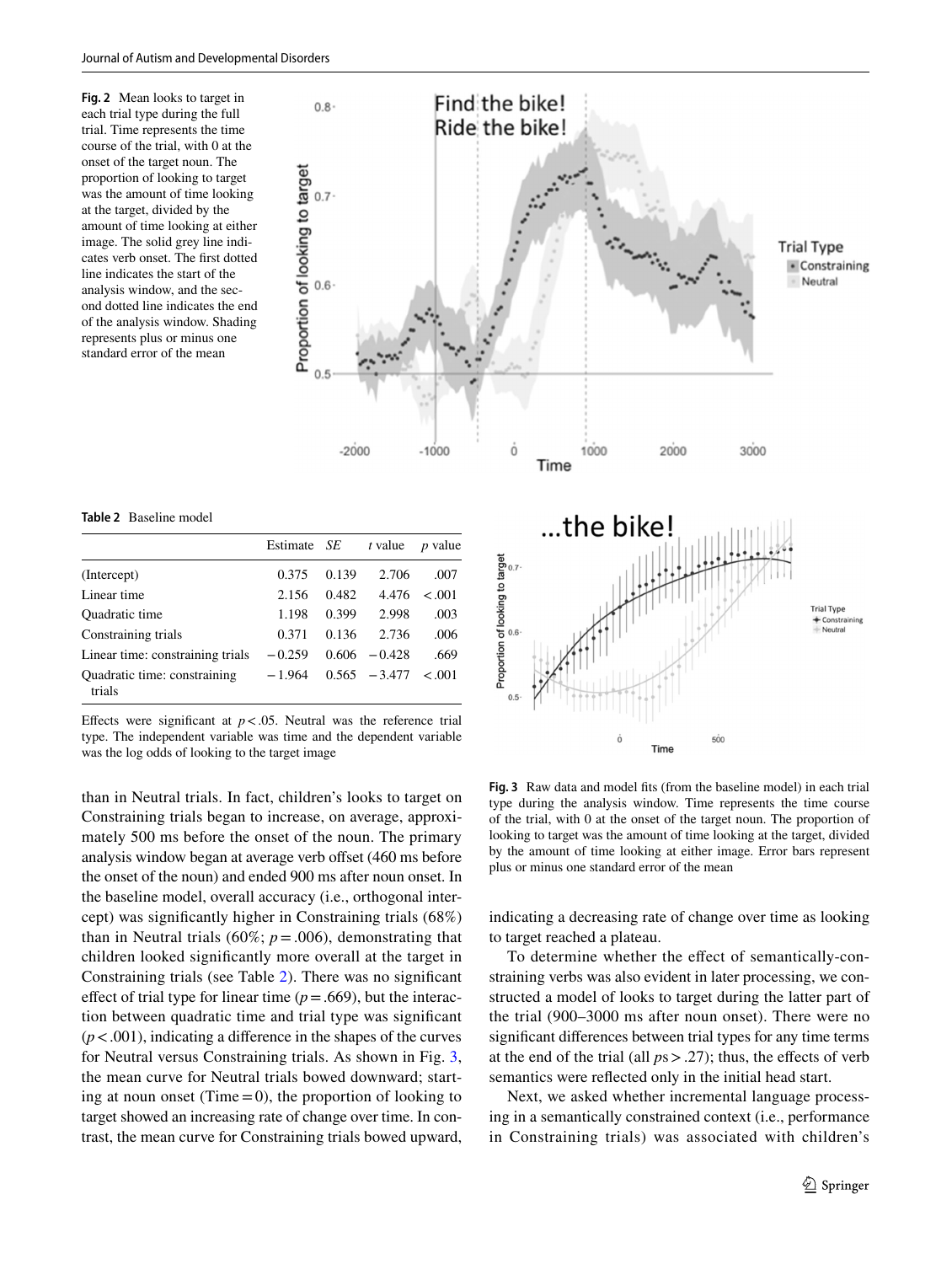**Fig. 2** Mean looks to target in each trial type during the full trial. Time represents the time course of the trial, with 0 at the onset of the target noun. The proportion of looking to target was the amount of time looking at the target, divided by the amount of time looking at either image. The solid grey line indicates verb onset. The first dotted line indicates the start of the analysis window, and the second dotted line indicates the end of the analysis window. Shading represents plus or minus one standard error of the mean

**Table 2** Baseline model

| | Estimate | SE | t value | p value |
|---|---|---|---|---|
| (Intercept) | 0.375 | 0.139 | 2.706 | .007 |
| Linear time | 2.156 | 0.482 | 4.476 | < .001 |
| Quadratic time | 1.198 | 0.399 | 2.998 | .003 |
| Constraining trials | 0.371 | 0.136 | 2.736 | .006 |
| Linear time: constraining trials | −0.259 | 0.606 | −0.428 | .669 |
| Quadratic time: constraining trials | −1.964 | 0.565 | −3.477 | < .001 |

Effects were significant at $p < .05$. Neutral was the reference trial type. The independent variable was time and the dependent variable was the log odds of looking to the target image

**Fig. 3** Raw data and model fits (from the baseline model) in each trial type during the analysis window. Time represents the time course of the trial, with 0 at the onset of the target noun. The proportion of looking to target was the amount of time looking at the target, divided by the amount of time looking at either image. Error bars represent plus or minus one standard error of the mean

than in Neutral trials. In fact, children's looks to target on Constraining trials began to increase, on average, approximately 500 ms before the onset of the noun. The primary analysis window began at average verb offset (460 ms before the onset of the noun) and ended 900 ms after noun onset. In the baseline model, overall accuracy (i.e., orthogonal intercept) was significantly higher in Constraining trials (68%) than in Neutral trials (60%; $p = .006$), demonstrating that children looked significantly more overall at the target in Constraining trials (see Table 2). There was no significant effect of trial type for linear time ($p = .669$), but the interaction between quadratic time and trial type was significant ($p < .001$), indicating a difference in the shapes of the curves for Neutral versus Constraining trials. As shown in Fig. 3, the mean curve for Neutral trials bowed downward; starting at noun onset (Time = 0), the proportion of looking to target showed an increasing rate of change over time. In contrast, the mean curve for Constraining trials bowed upward, indicating a decreasing rate of change over time as looking to target reached a plateau.

To determine whether the effect of semantically-constraining verbs was also evident in later processing, we constructed a model of looks to target during the latter part of the trial (900–3000 ms after noun onset). There were no significant differences between trial types for any time terms at the end of the trial (all $ps > .27$); thus, the effects of verb semantics were reflected only in the initial head start.

Next, we asked whether incremental language processing in a semantically constrained context (i.e., performance in Constraining trials) was associated with children's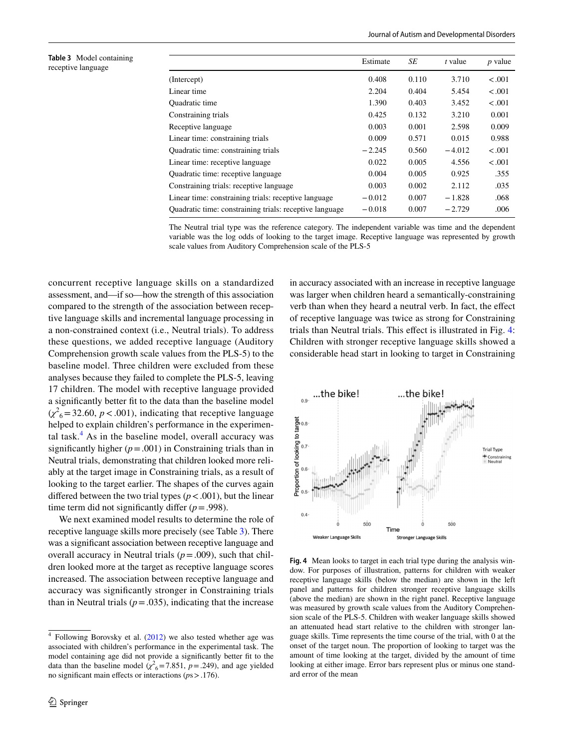**Table 3** Model containing receptive language

| | Estimate | *SE* | *t* value | *p* value |
|---|---|---|---|---|
| (Intercept) | 0.408 | 0.110 | 3.710 | <.001 |
| Linear time | 2.204 | 0.404 | 5.454 | <.001 |
| Quadratic time | 1.390 | 0.403 | 3.452 | <.001 |
| Constraining trials | 0.425 | 0.132 | 3.210 | 0.001 |
| Receptive language | 0.003 | 0.001 | 2.598 | 0.009 |
| Linear time: constraining trials | 0.009 | 0.571 | 0.015 | 0.988 |
| Quadratic time: constraining trials | −2.245 | 0.560 | −4.012 | <.001 |
| Linear time: receptive language | 0.022 | 0.005 | 4.556 | <.001 |
| Quadratic time: receptive language | 0.004 | 0.005 | 0.925 | .355 |
| Constraining trials: receptive language | 0.003 | 0.002 | 2.112 | .035 |
| Linear time: constraining trials: receptive language | −0.012 | 0.007 | −1.828 | .068 |
| Quadratic time: constraining trials: receptive language | −0.018 | 0.007 | −2.729 | .006 |

The Neutral trial type was the reference category. The independent variable was time and the dependent variable was the log odds of looking to the target image. Receptive language was represented by growth scale values from Auditory Comprehension scale of the PLS-5

concurrent receptive language skills on a standardized assessment, and—if so—how the strength of this association compared to the strength of the association between receptive language skills and incremental language processing in a non-constrained context (i.e., Neutral trials). To address these questions, we added receptive language (Auditory Comprehension growth scale values from the PLS-5) to the baseline model. Three children were excluded from these analyses because they failed to complete the PLS-5, leaving 17 children. The model with receptive language provided a significantly better fit to the data than the baseline model ($\chi^2_6 = 32.60$, $p < .001$), indicating that receptive language helped to explain children's performance in the experimental task.[4] As in the baseline model, overall accuracy was significantly higher ($p = .001$) in Constraining trials than in Neutral trials, demonstrating that children looked more reliably at the target image in Constraining trials, as a result of looking to the target earlier. The shapes of the curves again differed between the two trial types ($p < .001$), but the linear time term did not significantly differ ($p = .998$).

We next examined model results to determine the role of receptive language skills more precisely (see Table 3). There was a significant association between receptive language and overall accuracy in Neutral trials ($p = .009$), such that children looked more at the target as receptive language scores increased. The association between receptive language and accuracy was significantly stronger in Constraining trials than in Neutral trials ($p = .035$), indicating that the increase in accuracy associated with an increase in receptive language was larger when children heard a semantically-constraining verb than when they heard a neutral verb. In fact, the effect of receptive language was twice as strong for Constraining trials than Neutral trials. This effect is illustrated in Fig. 4: Children with stronger receptive language skills showed a considerable head start in looking to target in Constraining

**Fig. 4** Mean looks to target in each trial type during the analysis window. For purposes of illustration, patterns for children with weaker receptive language skills (below the median) are shown in the left panel and patterns for children stronger receptive language skills (above the median) are shown in the right panel. Receptive language was measured by growth scale values from the Auditory Comprehension scale of the PLS-5. Children with weaker language skills showed an attenuated head start relative to the children with stronger language skills. Time represents the time course of the trial, with 0 at the onset of the target noun. The proportion of looking to target was the amount of time looking at the target, divided by the amount of time looking at either image. Error bars represent plus or minus one standard error of the mean

[4] Following Borovsky et al. (2012) we also tested whether age was associated with children's performance in the experimental task. The model containing age did not provide a significantly better fit to the data than the baseline model ($\chi^2_6 = 7.851$, $p = .249$), and age yielded no significant main effects or interactions ($ps > .176$).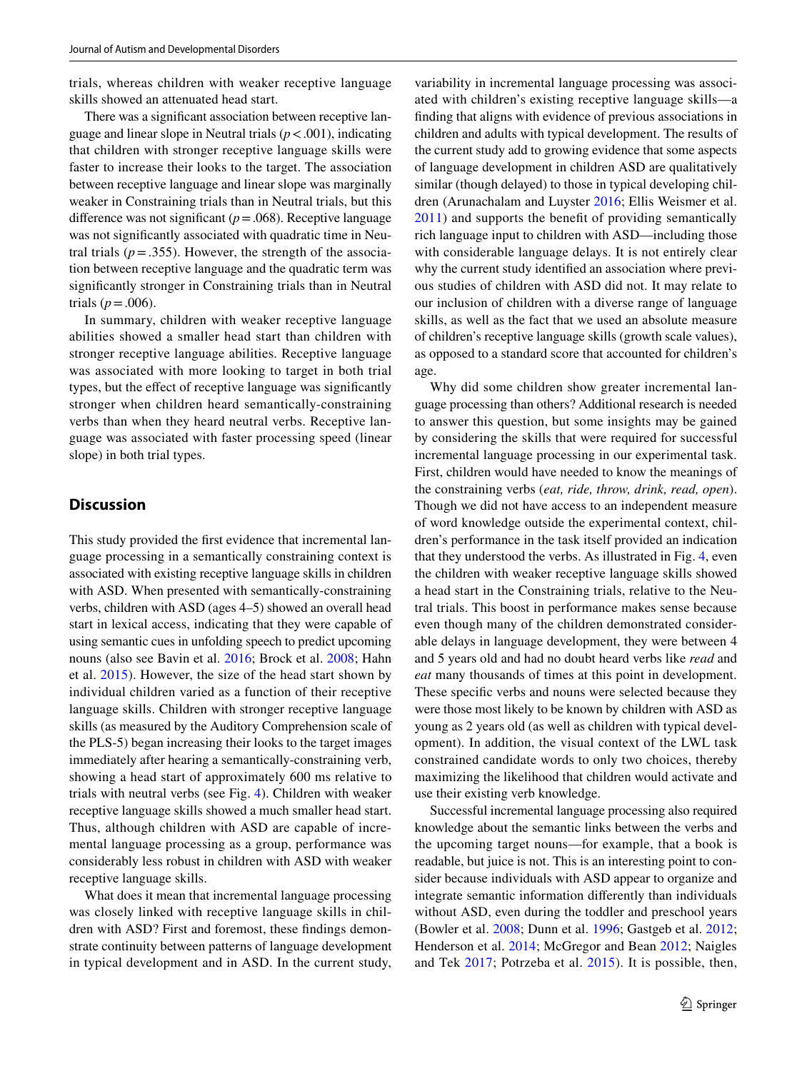trials, whereas children with weaker receptive language skills showed an attenuated head start.

There was a significant association between receptive language and linear slope in Neutral trials ($p < .001$), indicating that children with stronger receptive language skills were faster to increase their looks to the target. The association between receptive language and linear slope was marginally weaker in Constraining trials than in Neutral trials, but this difference was not significant ($p = .068$). Receptive language was not significantly associated with quadratic time in Neutral trials ($p = .355$). However, the strength of the association between receptive language and the quadratic term was significantly stronger in Constraining trials than in Neutral trials ($p = .006$).

In summary, children with weaker receptive language abilities showed a smaller head start than children with stronger receptive language abilities. Receptive language was associated with more looking to target in both trial types, but the effect of receptive language was significantly stronger when children heard semantically-constraining verbs than when they heard neutral verbs. Receptive language was associated with faster processing speed (linear slope) in both trial types.

## Discussion

This study provided the first evidence that incremental language processing in a semantically constraining context is associated with existing receptive language skills in children with ASD. When presented with semantically-constraining verbs, children with ASD (ages 4–5) showed an overall head start in lexical access, indicating that they were capable of using semantic cues in unfolding speech to predict upcoming nouns (also see Bavin et al. 2016; Brock et al. 2008; Hahn et al. 2015). However, the size of the head start shown by individual children varied as a function of their receptive language skills. Children with stronger receptive language skills (as measured by the Auditory Comprehension scale of the PLS-5) began increasing their looks to the target images immediately after hearing a semantically-constraining verb, showing a head start of approximately 600 ms relative to trials with neutral verbs (see Fig. 4). Children with weaker receptive language skills showed a much smaller head start. Thus, although children with ASD are capable of incremental language processing as a group, performance was considerably less robust in children with ASD with weaker receptive language skills.

What does it mean that incremental language processing was closely linked with receptive language skills in children with ASD? First and foremost, these findings demonstrate continuity between patterns of language development in typical development and in ASD. In the current study, variability in incremental language processing was associated with children's existing receptive language skills—a finding that aligns with evidence of previous associations in children and adults with typical development. The results of the current study add to growing evidence that some aspects of language development in children ASD are qualitatively similar (though delayed) to those in typical developing children (Arunachalam and Luyster 2016; Ellis Weismer et al. 2011) and supports the benefit of providing semantically rich language input to children with ASD—including those with considerable language delays. It is not entirely clear why the current study identified an association where previous studies of children with ASD did not. It may relate to our inclusion of children with a diverse range of language skills, as well as the fact that we used an absolute measure of children's receptive language skills (growth scale values), as opposed to a standard score that accounted for children's age.

Why did some children show greater incremental language processing than others? Additional research is needed to answer this question, but some insights may be gained by considering the skills that were required for successful incremental language processing in our experimental task. First, children would have needed to know the meanings of the constraining verbs (*eat, ride, throw, drink, read, open*). Though we did not have access to an independent measure of word knowledge outside the experimental context, children's performance in the task itself provided an indication that they understood the verbs. As illustrated in Fig. 4, even the children with weaker receptive language skills showed a head start in the Constraining trials, relative to the Neutral trials. This boost in performance makes sense because even though many of the children demonstrated considerable delays in language development, they were between 4 and 5 years old and had no doubt heard verbs like *read* and *eat* many thousands of times at this point in development. These specific verbs and nouns were selected because they were those most likely to be known by children with ASD as young as 2 years old (as well as children with typical development). In addition, the visual context of the LWL task constrained candidate words to only two choices, thereby maximizing the likelihood that children would activate and use their existing verb knowledge.

Successful incremental language processing also required knowledge about the semantic links between the verbs and the upcoming target nouns—for example, that a book is readable, but juice is not. This is an interesting point to consider because individuals with ASD appear to organize and integrate semantic information differently than individuals without ASD, even during the toddler and preschool years (Bowler et al. 2008; Dunn et al. 1996; Gastgeb et al. 2012; Henderson et al. 2014; McGregor and Bean 2012; Naigles and Tek 2017; Potrzeba et al. 2015). It is possible, then,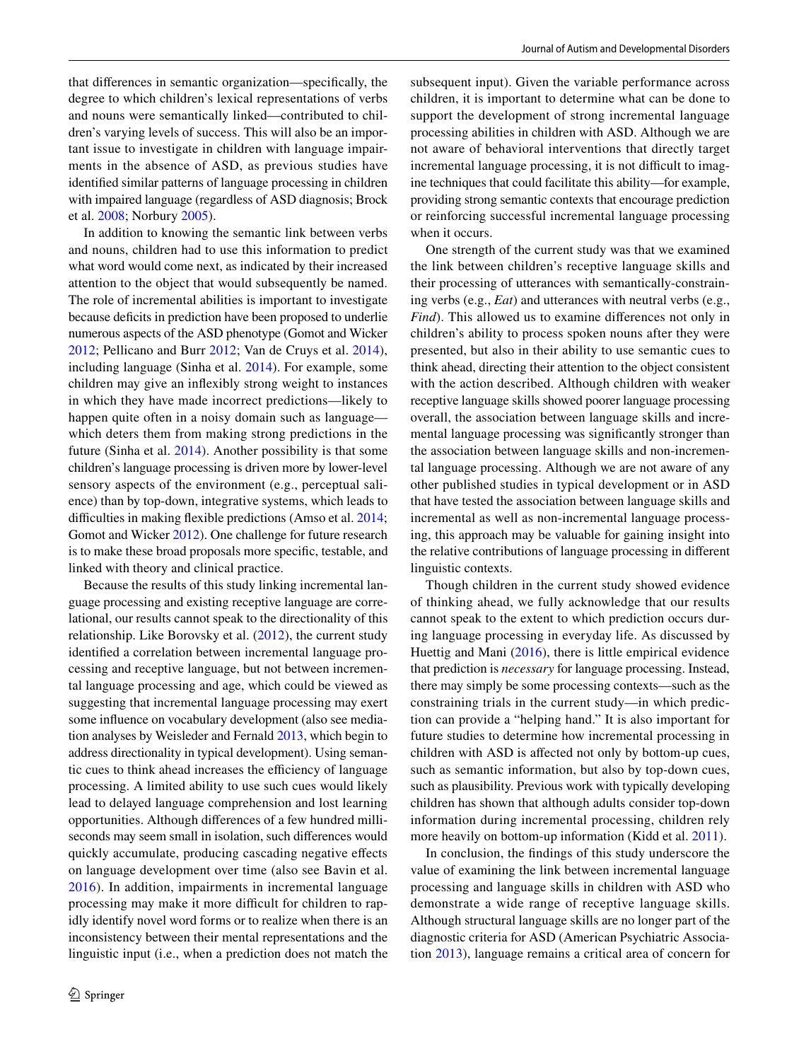that differences in semantic organization—specifically, the degree to which children's lexical representations of verbs and nouns were semantically linked—contributed to children's varying levels of success. This will also be an important issue to investigate in children with language impairments in the absence of ASD, as previous studies have identified similar patterns of language processing in children with impaired language (regardless of ASD diagnosis; Brock et al. 2008; Norbury 2005).

In addition to knowing the semantic link between verbs and nouns, children had to use this information to predict what word would come next, as indicated by their increased attention to the object that would subsequently be named. The role of incremental abilities is important to investigate because deficits in prediction have been proposed to underlie numerous aspects of the ASD phenotype (Gomot and Wicker 2012; Pellicano and Burr 2012; Van de Cruys et al. 2014), including language (Sinha et al. 2014). For example, some children may give an inflexibly strong weight to instances in which they have made incorrect predictions—likely to happen quite often in a noisy domain such as language—which deters them from making strong predictions in the future (Sinha et al. 2014). Another possibility is that some children's language processing is driven more by lower-level sensory aspects of the environment (e.g., perceptual salience) than by top-down, integrative systems, which leads to difficulties in making flexible predictions (Amso et al. 2014; Gomot and Wicker 2012). One challenge for future research is to make these broad proposals more specific, testable, and linked with theory and clinical practice.

Because the results of this study linking incremental language processing and existing receptive language are correlational, our results cannot speak to the directionality of this relationship. Like Borovsky et al. (2012), the current study identified a correlation between incremental language processing and receptive language, but not between incremental language processing and age, which could be viewed as suggesting that incremental language processing may exert some influence on vocabulary development (also see mediation analyses by Weisleder and Fernald 2013, which begin to address directionality in typical development). Using semantic cues to think ahead increases the efficiency of language processing. A limited ability to use such cues would likely lead to delayed language comprehension and lost learning opportunities. Although differences of a few hundred milliseconds may seem small in isolation, such differences would quickly accumulate, producing cascading negative effects on language development over time (also see Bavin et al. 2016). In addition, impairments in incremental language processing may make it more difficult for children to rapidly identify novel word forms or to realize when there is an inconsistency between their mental representations and the linguistic input (i.e., when a prediction does not match the subsequent input). Given the variable performance across children, it is important to determine what can be done to support the development of strong incremental language processing abilities in children with ASD. Although we are not aware of behavioral interventions that directly target incremental language processing, it is not difficult to imagine techniques that could facilitate this ability—for example, providing strong semantic contexts that encourage prediction or reinforcing successful incremental language processing when it occurs.

One strength of the current study was that we examined the link between children's receptive language skills and their processing of utterances with semantically-constraining verbs (e.g., *Eat*) and utterances with neutral verbs (e.g., *Find*). This allowed us to examine differences not only in children's ability to process spoken nouns after they were presented, but also in their ability to use semantic cues to think ahead, directing their attention to the object consistent with the action described. Although children with weaker receptive language skills showed poorer language processing overall, the association between language skills and incremental language processing was significantly stronger than the association between language skills and non-incremental language processing. Although we are not aware of any other published studies in typical development or in ASD that have tested the association between language skills and incremental as well as non-incremental language processing, this approach may be valuable for gaining insight into the relative contributions of language processing in different linguistic contexts.

Though children in the current study showed evidence of thinking ahead, we fully acknowledge that our results cannot speak to the extent to which prediction occurs during language processing in everyday life. As discussed by Huettig and Mani (2016), there is little empirical evidence that prediction is *necessary* for language processing. Instead, there may simply be some processing contexts—such as the constraining trials in the current study—in which prediction can provide a "helping hand." It is also important for future studies to determine how incremental processing in children with ASD is affected not only by bottom-up cues, such as semantic information, but also by top-down cues, such as plausibility. Previous work with typically developing children has shown that although adults consider top-down information during incremental processing, children rely more heavily on bottom-up information (Kidd et al. 2011).

In conclusion, the findings of this study underscore the value of examining the link between incremental language processing and language skills in children with ASD who demonstrate a wide range of receptive language skills. Although structural language skills are no longer part of the diagnostic criteria for ASD (American Psychiatric Association 2013), language remains a critical area of concern for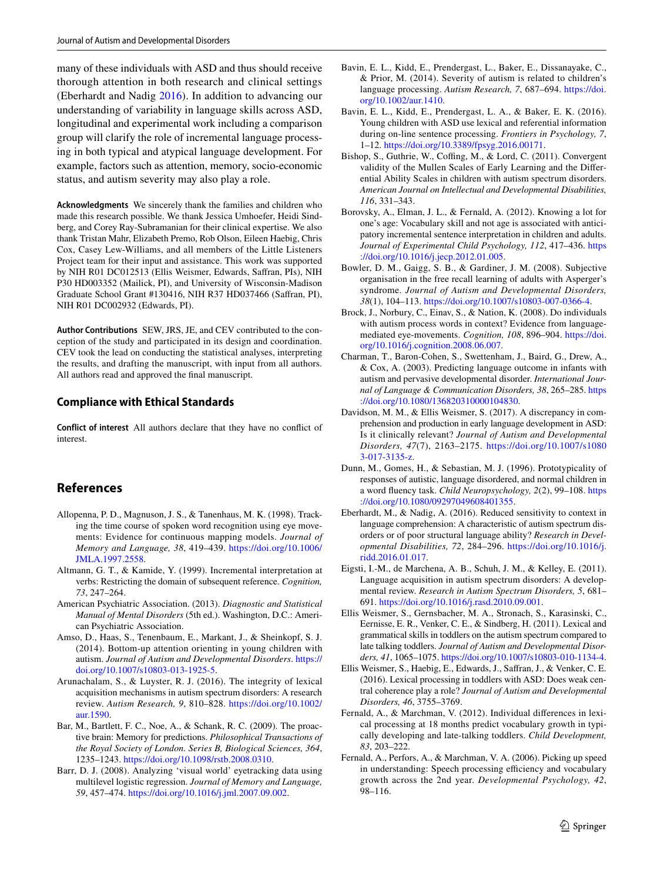many of these individuals with ASD and thus should receive thorough attention in both research and clinical settings (Eberhardt and Nadig 2016). In addition to advancing our understanding of variability in language skills across ASD, longitudinal and experimental work including a comparison group will clarify the role of incremental language processing in both typical and atypical language development. For example, factors such as attention, memory, socio-economic status, and autism severity may also play a role.

**Acknowledgments** We sincerely thank the families and children who made this research possible. We thank Jessica Umhoefer, Heidi Sindberg, and Corey Ray-Subramanian for their clinical expertise. We also thank Tristan Mahr, Elizabeth Premo, Rob Olson, Eileen Haebig, Chris Cox, Casey Lew-Williams, and all members of the Little Listeners Project team for their input and assistance. This work was supported by NIH R01 DC012513 (Ellis Weismer, Edwards, Saffran, PIs), NIH P30 HD003352 (Mailick, PI), and University of Wisconsin-Madison Graduate School Grant #130416, NIH R37 HD037466 (Saffran, PI), NIH R01 DC002932 (Edwards, PI).

**Author Contributions** SEW, JRS, JE, and CEV contributed to the conception of the study and participated in its design and coordination. CEV took the lead on conducting the statistical analyses, interpreting the results, and drafting the manuscript, with input from all authors. All authors read and approved the final manuscript.

## Compliance with Ethical Standards

**Conflict of interest** All authors declare that they have no conflict of interest.

## References

Allopenna, P. D., Magnuson, J. S., & Tanenhaus, M. K. (1998). Tracking the time course of spoken word recognition using eye movements: Evidence for continuous mapping models. *Journal of Memory and Language, 38*, 419–439. https://doi.org/10.1006/JMLA.1997.2558.

Altmann, G. T., & Kamide, Y. (1999). Incremental interpretation at verbs: Restricting the domain of subsequent reference. *Cognition, 73*, 247–264.

American Psychiatric Association. (2013). *Diagnostic and Statistical Manual of Mental Disorders* (5th ed.). Washington, D.C.: American Psychiatric Association.

Amso, D., Haas, S., Tenenbaum, E., Markant, J., & Sheinkopf, S. J. (2014). Bottom-up attention orienting in young children with autism. *Journal of Autism and Developmental Disorders*. https://doi.org/10.1007/s10803-013-1925-5.

Arunachalam, S., & Luyster, R. J. (2016). The integrity of lexical acquisition mechanisms in autism spectrum disorders: A research review. *Autism Research, 9*, 810–828. https://doi.org/10.1002/aur.1590.

Bar, M., Bartlett, F. C., Noe, A., & Schank, R. C. (2009). The proactive brain: Memory for predictions. *Philosophical Transactions of the Royal Society of London. Series B, Biological Sciences, 364*, 1235–1243. https://doi.org/10.1098/rstb.2008.0310.

Barr, D. J. (2008). Analyzing 'visual world' eyetracking data using multilevel logistic regression. *Journal of Memory and Language, 59*, 457–474. https://doi.org/10.1016/j.jml.2007.09.002.

Bavin, E. L., Kidd, E., Prendergast, L., Baker, E., Dissanayake, C., & Prior, M. (2014). Severity of autism is related to children's language processing. *Autism Research, 7*, 687–694. https://doi.org/10.1002/aur.1410.

Bavin, E. L., Kidd, E., Prendergast, L. A., & Baker, E. K. (2016). Young children with ASD use lexical and referential information during on-line sentence processing. *Frontiers in Psychology, 7*, 1–12. https://doi.org/10.3389/fpsyg.2016.00171.

Bishop, S., Guthrie, W., Coffing, M., & Lord, C. (2011). Convergent validity of the Mullen Scales of Early Learning and the Differential Ability Scales in children with autism spectrum disorders. *American Journal on Intellectual and Developmental Disabilities, 116*, 331–343.

Borovsky, A., Elman, J. L., & Fernald, A. (2012). Knowing a lot for one's age: Vocabulary skill and not age is associated with anticipatory incremental sentence interpretation in children and adults. *Journal of Experimental Child Psychology, 112*, 417–436. https://doi.org/10.1016/j.jecp.2012.01.005.

Bowler, D. M., Gaigg, S. B., & Gardiner, J. M. (2008). Subjective organisation in the free recall learning of adults with Asperger's syndrome. *Journal of Autism and Developmental Disorders, 38*(1), 104–113. https://doi.org/10.1007/s10803-007-0366-4.

Brock, J., Norbury, C., Einav, S., & Nation, K. (2008). Do individuals with autism process words in context? Evidence from language-mediated eye-movements. *Cognition, 108*, 896–904. https://doi.org/10.1016/j.cognition.2008.06.007.

Charman, T., Baron-Cohen, S., Swettenham, J., Baird, G., Drew, A., & Cox, A. (2003). Predicting language outcome in infants with autism and pervasive developmental disorder. *International Journal of Language & Communication Disorders, 38*, 265–285. https://doi.org/10.1080/136820310000104830.

Davidson, M. M., & Ellis Weismer, S. (2017). A discrepancy in comprehension and production in early language development in ASD: Is it clinically relevant? *Journal of Autism and Developmental Disorders, 47*(7), 2163–2175. https://doi.org/10.1007/s10803-017-3135-z.

Dunn, M., Gomes, H., & Sebastian, M. J. (1996). Prototypicality of responses of autistic, language disordered, and normal children in a word fluency task. *Child Neuropsychology, 2*(2), 99–108. https://doi.org/10.1080/09297049608401355.

Eberhardt, M., & Nadig, A. (2016). Reduced sensitivity to context in language comprehension: A characteristic of autism spectrum disorders or of poor structural language ability? *Research in Developmental Disabilities, 72*, 284–296. https://doi.org/10.1016/j.ridd.2016.01.017.

Eigsti, I.-M., de Marchena, A. B., Schuh, J. M., & Kelley, E. (2011). Language acquisition in autism spectrum disorders: A developmental review. *Research in Autism Spectrum Disorders, 5*, 681–691. https://doi.org/10.1016/j.rasd.2010.09.001.

Ellis Weismer, S., Gernsbacher, M. A., Stronach, S., Karasinski, C., Eernisse, E. R., Venker, C. E., & Sindberg, H. (2011). Lexical and grammatical skills in toddlers on the autism spectrum compared to late talking toddlers. *Journal of Autism and Developmental Disorders, 41*, 1065–1075. https://doi.org/10.1007/s10803-010-1134-4.

Ellis Weismer, S., Haebig, E., Edwards, J., Saffran, J., & Venker, C. E. (2016). Lexical processing in toddlers with ASD: Does weak central coherence play a role? *Journal of Autism and Developmental Disorders, 46*, 3755–3769.

Fernald, A., & Marchman, V. (2012). Individual differences in lexical processing at 18 months predict vocabulary growth in typically developing and late-talking toddlers. *Child Development, 83*, 203–222.

Fernald, A., Perfors, A., & Marchman, V. A. (2006). Picking up speed in understanding: Speech processing efficiency and vocabulary growth across the 2nd year. *Developmental Psychology, 42*, 98–116.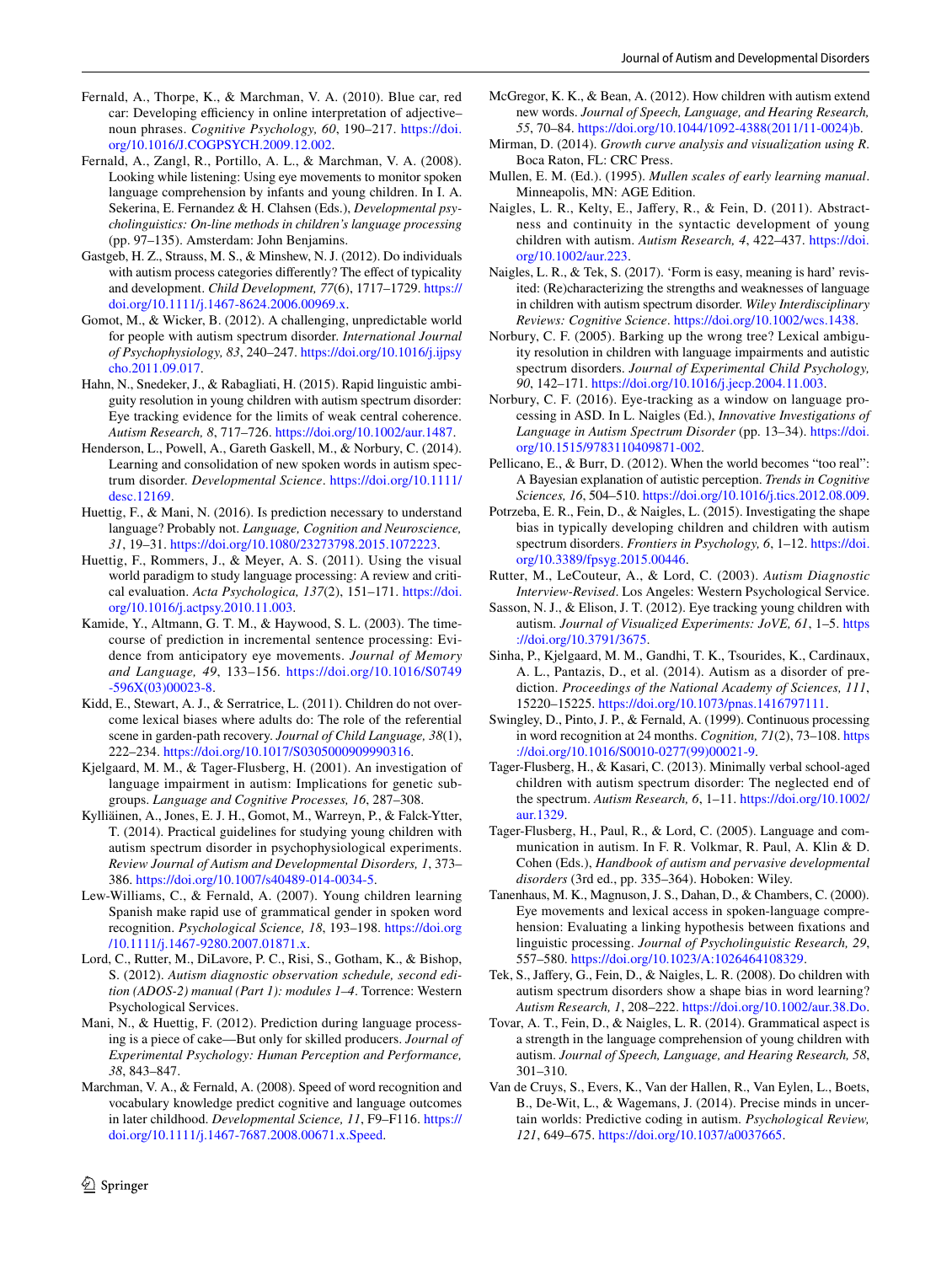Fernald, A., Thorpe, K., & Marchman, V. A. (2010). Blue car, red car: Developing efficiency in online interpretation of adjective–noun phrases. *Cognitive Psychology, 60*, 190–217. https://doi.org/10.1016/J.COGPSYCH.2009.12.002.

Fernald, A., Zangl, R., Portillo, A. L., & Marchman, V. A. (2008). Looking while listening: Using eye movements to monitor spoken language comprehension by infants and young children. In I. A. Sekerina, E. Fernandez & H. Clahsen (Eds.), *Developmental psycholinguistics: On-line methods in children's language processing* (pp. 97–135). Amsterdam: John Benjamins.

Gastgeb, H. Z., Strauss, M. S., & Minshew, N. J. (2012). Do individuals with autism process categories differently? The effect of typicality and development. *Child Development, 77*(6), 1717–1729. https://doi.org/10.1111/j.1467-8624.2006.00969.x.

Gomot, M., & Wicker, B. (2012). A challenging, unpredictable world for people with autism spectrum disorder. *International Journal of Psychophysiology, 83*, 240–247. https://doi.org/10.1016/j.ijpsycho.2011.09.017.

Hahn, N., Snedeker, J., & Rabagliati, H. (2015). Rapid linguistic ambiguity resolution in young children with autism spectrum disorder: Eye tracking evidence for the limits of weak central coherence. *Autism Research, 8*, 717–726. https://doi.org/10.1002/aur.1487.

Henderson, L., Powell, A., Gareth Gaskell, M., & Norbury, C. (2014). Learning and consolidation of new spoken words in autism spectrum disorder. *Developmental Science*. https://doi.org/10.1111/desc.12169.

Huettig, F., & Mani, N. (2016). Is prediction necessary to understand language? Probably not. *Language, Cognition and Neuroscience, 31*, 19–31. https://doi.org/10.1080/23273798.2015.1072223.

Huettig, F., Rommers, J., & Meyer, A. S. (2011). Using the visual world paradigm to study language processing: A review and critical evaluation. *Acta Psychologica, 137*(2), 151–171. https://doi.org/10.1016/j.actpsy.2010.11.003.

Kamide, Y., Altmann, G. T. M., & Haywood, S. L. (2003). The time-course of prediction in incremental sentence processing: Evidence from anticipatory eye movements. *Journal of Memory and Language, 49*, 133–156. https://doi.org/10.1016/S0749-596X(03)00023-8.

Kidd, E., Stewart, A. J., & Serratrice, L. (2011). Children do not overcome lexical biases where adults do: The role of the referential scene in garden-path recovery. *Journal of Child Language, 38*(1), 222–234. https://doi.org/10.1017/S0305000909990316.

Kjelgaard, M. M., & Tager-Flusberg, H. (2001). An investigation of language impairment in autism: Implications for genetic subgroups. *Language and Cognitive Processes, 16*, 287–308.

Kylliäinen, A., Jones, E. J. H., Gomot, M., Warreyn, P., & Falck-Ytter, T. (2014). Practical guidelines for studying young children with autism spectrum disorder in psychophysiological experiments. *Review Journal of Autism and Developmental Disorders, 1*, 373–386. https://doi.org/10.1007/s40489-014-0034-5.

Lew-Williams, C., & Fernald, A. (2007). Young children learning Spanish make rapid use of grammatical gender in spoken word recognition. *Psychological Science, 18*, 193–198. https://doi.org/10.1111/j.1467-9280.2007.01871.x.

Lord, C., Rutter, M., DiLavore, P. C., Risi, S., Gotham, K., & Bishop, S. (2012). *Autism diagnostic observation schedule, second edition (ADOS-2) manual (Part 1): modules 1–4*. Torrence: Western Psychological Services.

Mani, N., & Huettig, F. (2012). Prediction during language processing is a piece of cake—But only for skilled producers. *Journal of Experimental Psychology: Human Perception and Performance, 38*, 843–847.

Marchman, V. A., & Fernald, A. (2008). Speed of word recognition and vocabulary knowledge predict cognitive and language outcomes in later childhood. *Developmental Science, 11*, F9–F116. https://doi.org/10.1111/j.1467-7687.2008.00671.x.Speed.

McGregor, K. K., & Bean, A. (2012). How children with autism extend new words. *Journal of Speech, Language, and Hearing Research, 55*, 70–84. https://doi.org/10.1044/1092-4388(2011/11-0024)b.

Mirman, D. (2014). *Growth curve analysis and visualization using R*. Boca Raton, FL: CRC Press.

Mullen, E. M. (Ed.). (1995). *Mullen scales of early learning manual*. Minneapolis, MN: AGE Edition.

Naigles, L. R., Kelty, E., Jaffery, R., & Fein, D. (2011). Abstractness and continuity in the syntactic development of young children with autism. *Autism Research, 4*, 422–437. https://doi.org/10.1002/aur.223.

Naigles, L. R., & Tek, S. (2017). 'Form is easy, meaning is hard' revisited: (Re)characterizing the strengths and weaknesses of language in children with autism spectrum disorder. *Wiley Interdisciplinary Reviews: Cognitive Science*. https://doi.org/10.1002/wcs.1438.

Norbury, C. F. (2005). Barking up the wrong tree? Lexical ambiguity resolution in children with language impairments and autistic spectrum disorders. *Journal of Experimental Child Psychology, 90*, 142–171. https://doi.org/10.1016/j.jecp.2004.11.003.

Norbury, C. F. (2016). Eye-tracking as a window on language processing in ASD. In L. Naigles (Ed.), *Innovative Investigations of Language in Autism Spectrum Disorder* (pp. 13–34). https://doi.org/10.1515/9783110409871-002.

Pellicano, E., & Burr, D. (2012). When the world becomes "too real": A Bayesian explanation of autistic perception. *Trends in Cognitive Sciences, 16*, 504–510. https://doi.org/10.1016/j.tics.2012.08.009.

Potrzeba, E. R., Fein, D., & Naigles, L. (2015). Investigating the shape bias in typically developing children and children with autism spectrum disorders. *Frontiers in Psychology, 6*, 1–12. https://doi.org/10.3389/fpsyg.2015.00446.

Rutter, M., LeCouteur, A., & Lord, C. (2003). *Autism Diagnostic Interview-Revised*. Los Angeles: Western Psychological Service.

Sasson, N. J., & Elison, J. T. (2012). Eye tracking young children with autism. *Journal of Visualized Experiments: JoVE, 61*, 1–5. https://doi.org/10.3791/3675.

Sinha, P., Kjelgaard, M. M., Gandhi, T. K., Tsourides, K., Cardinaux, A. L., Pantazis, D., et al. (2014). Autism as a disorder of prediction. *Proceedings of the National Academy of Sciences, 111*, 15220–15225. https://doi.org/10.1073/pnas.1416797111.

Swingley, D., Pinto, J. P., & Fernald, A. (1999). Continuous processing in word recognition at 24 months. *Cognition, 71*(2), 73–108. https://doi.org/10.1016/S0010-0277(99)00021-9.

Tager-Flusberg, H., & Kasari, C. (2013). Minimally verbal school-aged children with autism spectrum disorder: The neglected end of the spectrum. *Autism Research, 6*, 1–11. https://doi.org/10.1002/aur.1329.

Tager-Flusberg, H., Paul, R., & Lord, C. (2005). Language and communication in autism. In F. R. Volkmar, R. Paul, A. Klin & D. Cohen (Eds.), *Handbook of autism and pervasive developmental disorders* (3rd ed., pp. 335–364). Hoboken: Wiley.

Tanenhaus, M. K., Magnuson, J. S., Dahan, D., & Chambers, C. (2000). Eye movements and lexical access in spoken-language comprehension: Evaluating a linking hypothesis between fixations and linguistic processing. *Journal of Psycholinguistic Research, 29*, 557–580. https://doi.org/10.1023/A:1026464108329.

Tek, S., Jaffery, G., Fein, D., & Naigles, L. R. (2008). Do children with autism spectrum disorders show a shape bias in word learning? *Autism Research, 1*, 208–222. https://doi.org/10.1002/aur.38.Do.

Tovar, A. T., Fein, D., & Naigles, L. R. (2014). Grammatical aspect is a strength in the language comprehension of young children with autism. *Journal of Speech, Language, and Hearing Research, 58*, 301–310.

Van de Cruys, S., Evers, K., Van der Hallen, R., Van Eylen, L., Boets, B., De-Wit, L., & Wagemans, J. (2014). Precise minds in uncertain worlds: Predictive coding in autism. *Psychological Review, 121*, 649–675. https://doi.org/10.1037/a0037665.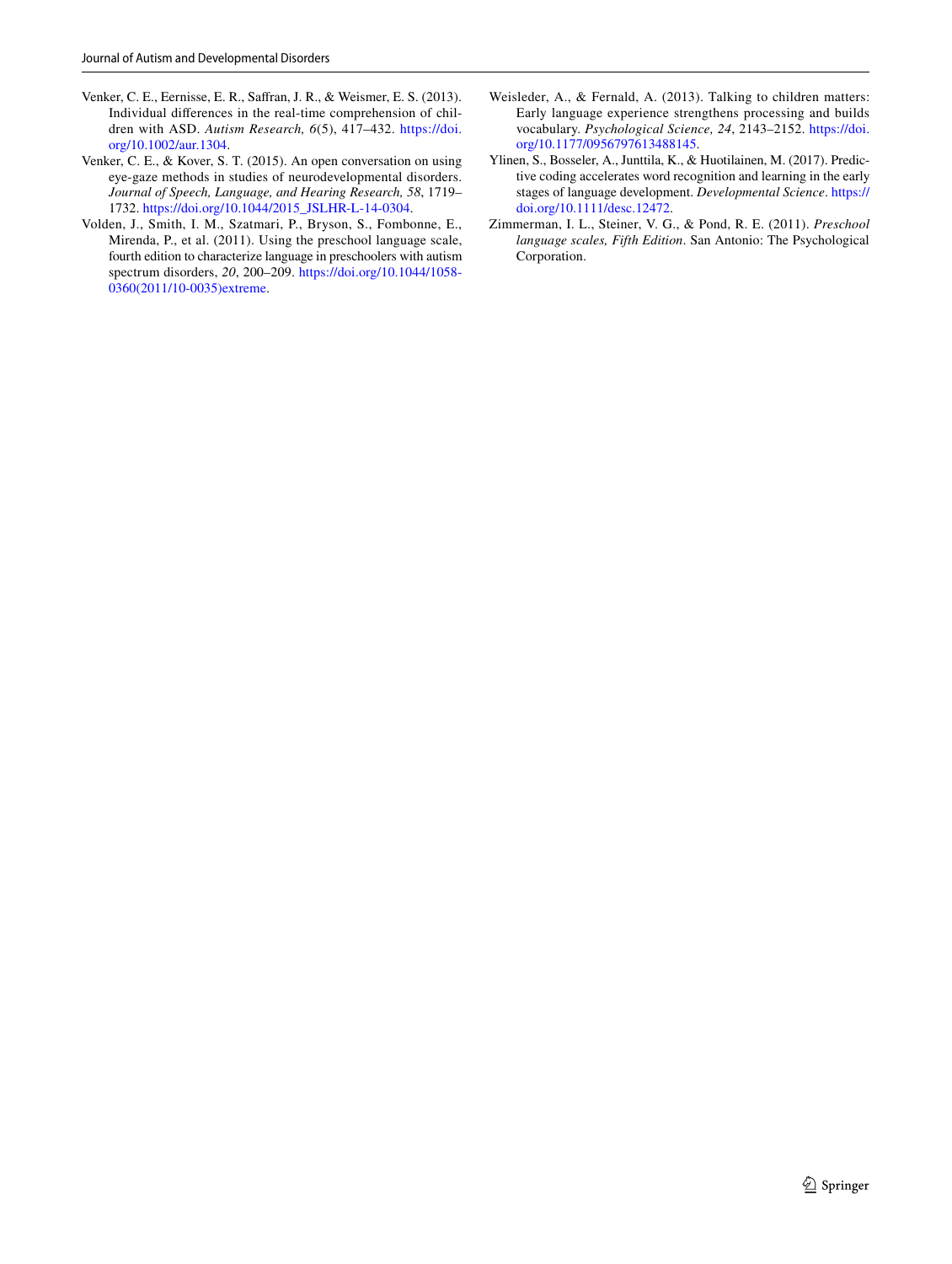Venker, C. E., Eernisse, E. R., Saffran, J. R., & Weismer, E. S. (2013). Individual differences in the real-time comprehension of children with ASD. *Autism Research, 6*(5), 417–432. https://doi.org/10.1002/aur.1304.

Venker, C. E., & Kover, S. T. (2015). An open conversation on using eye-gaze methods in studies of neurodevelopmental disorders. *Journal of Speech, Language, and Hearing Research, 58*, 1719–1732. https://doi.org/10.1044/2015_JSLHR-L-14-0304.

Volden, J., Smith, I. M., Szatmari, P., Bryson, S., Fombonne, E., Mirenda, P., et al. (2011). Using the preschool language scale, fourth edition to characterize language in preschoolers with autism spectrum disorders, *20*, 200–209. https://doi.org/10.1044/1058-0360(2011/10-0035)extreme.

Weisleder, A., & Fernald, A. (2013). Talking to children matters: Early language experience strengthens processing and builds vocabulary. *Psychological Science, 24*, 2143–2152. https://doi.org/10.1177/0956797613488145.

Ylinen, S., Bosseler, A., Junttila, K., & Huotilainen, M. (2017). Predictive coding accelerates word recognition and learning in the early stages of language development. *Developmental Science*. https://doi.org/10.1111/desc.12472.

Zimmerman, I. L., Steiner, V. G., & Pond, R. E. (2011). *Preschool language scales, Fifth Edition*. San Antonio: The Psychological Corporation.